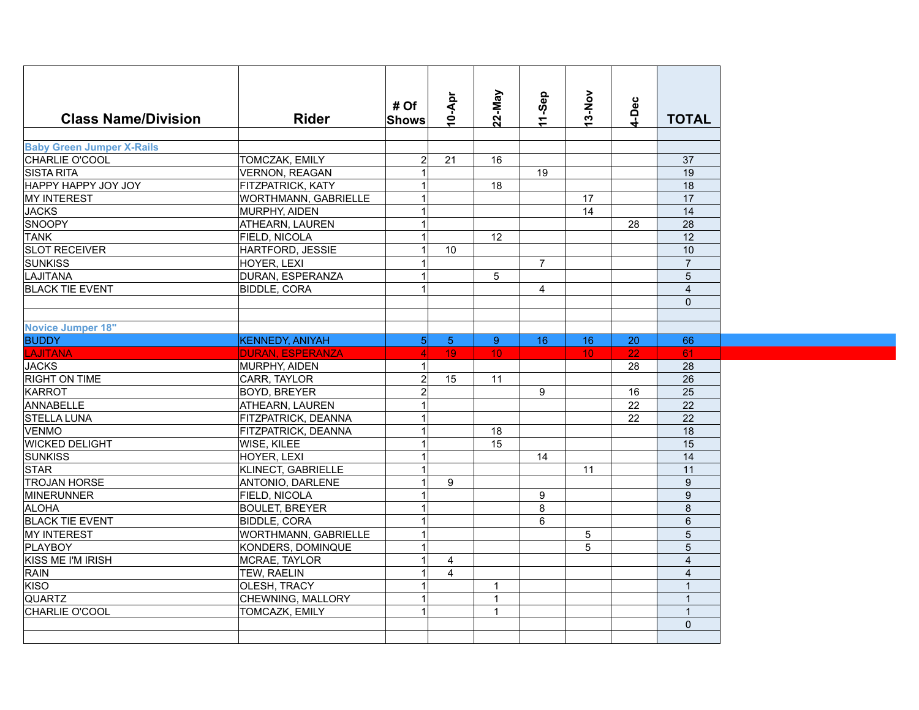| Class Name/Division | Rider | # Of Shows | 10-Apr | 22-May | 11-Sep | 13-Nov | 4-Dec | TOTAL |
|---|---|---|---|---|---|---|---|---|
| | | | | | | | | |
| **Baby Green Jumper X-Rails** | | | | | | | | |
| CHARLIE O'COOL | TOMCZAK, EMILY | 2 | 21 | 16 | | | | 37 |
| SISTA RITA | VERNON, REAGAN | 1 | | | 19 | | | 19 |
| HAPPY HAPPY JOY JOY | FITZPATRICK, KATY | 1 | | 18 | | | | 18 |
| MY INTEREST | WORTHMANN, GABRIELLE | 1 | | | | 17 | | 17 |
| JACKS | MURPHY, AIDEN | 1 | | | | 14 | | 14 |
| SNOOPY | ATHEARN, LAUREN | 1 | | | | | 28 | 28 |
| TANK | FIELD, NICOLA | 1 | | 12 | | | | 12 |
| SLOT RECEIVER | HARTFORD, JESSIE | 1 | 10 | | | | | 10 |
| SUNKISS | HOYER, LEXI | 1 | | | 7 | | | 7 |
| LAJITANA | DURAN, ESPERANZA | 1 | | 5 | | | | 5 |
| BLACK TIE EVENT | BIDDLE, CORA | 1 | | | 4 | | | 4 |
| | | | | | | | | 0 |
| | | | | | | | | |
| **Novice Jumper 18"** | | | | | | | | |
| BUDDY | KENNEDY, ANIYAH | 5 | 5 | 9 | 16 | 16 | 20 | 66 |
| LAJITANA | DURAN, ESPERANZA | 4 | 19 | 10 | | 10 | 22 | 61 |
| JACKS | MURPHY, AIDEN | 1 | | | | | 28 | 28 |
| RIGHT ON TIME | CARR, TAYLOR | 2 | 15 | 11 | | | | 26 |
| KARROT | BOYD, BREYER | 2 | | | 9 | | 16 | 25 |
| ANNABELLE | ATHEARN, LAUREN | 1 | | | | | 22 | 22 |
| STELLA LUNA | FITZPATRICK, DEANNA | 1 | | | | | 22 | 22 |
| VENMO | FITZPATRICK, DEANNA | 1 | | 18 | | | | 18 |
| WICKED DELIGHT | WISE, KILEE | 1 | | 15 | | | | 15 |
| SUNKISS | HOYER, LEXI | 1 | | | 14 | | | 14 |
| STAR | KLINECT, GABRIELLE | 1 | | | | 11 | | 11 |
| TROJAN HORSE | ANTONIO, DARLENE | 1 | 9 | | | | | 9 |
| MINERUNNER | FIELD, NICOLA | 1 | | | 9 | | | 9 |
| ALOHA | BOULET, BREYER | 1 | | | 8 | | | 8 |
| BLACK TIE EVENT | BIDDLE, CORA | 1 | | | 6 | | | 6 |
| MY INTEREST | WORTHMANN, GABRIELLE | 1 | | | | 5 | | 5 |
| PLAYBOY | KONDERS, DOMINQUE | 1 | | | | 5 | | 5 |
| KISS ME I'M IRISH | MCRAE, TAYLOR | 1 | 4 | | | | | 4 |
| RAIN | TEW, RAELIN | 1 | 4 | | | | | 4 |
| KISO | OLESH, TRACY | 1 | | 1 | | | | 1 |
| QUARTZ | CHEWNING, MALLORY | 1 | | 1 | | | | 1 |
| CHARLIE O'COOL | TOMCAZK, EMILY | 1 | | 1 | | | | 1 |
| | | | | | | | | 0 |
| | | | | | | | | |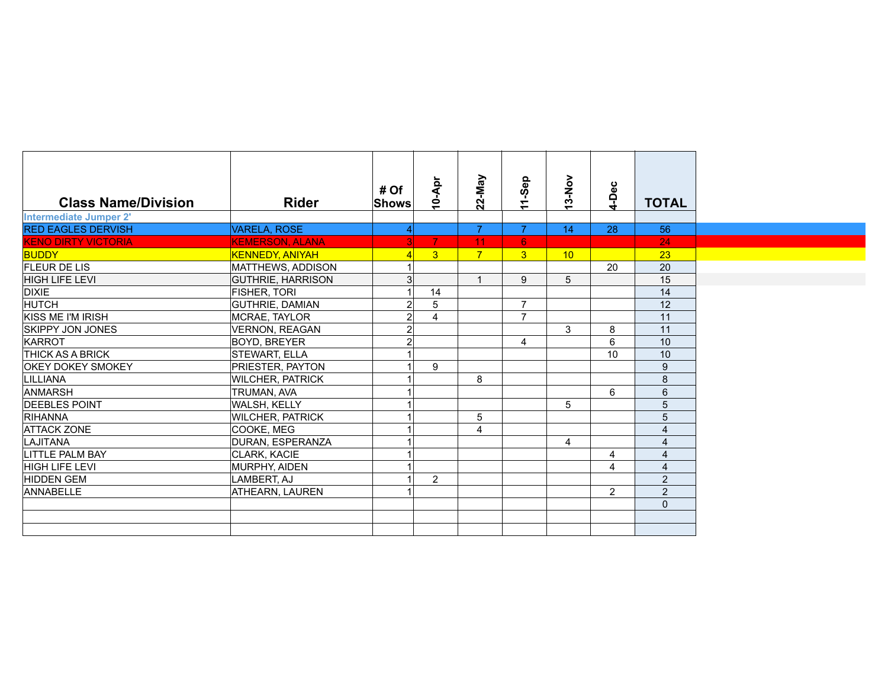| Class Name/Division | Rider | # Of Shows | 10-Apr | 22-May | 11-Sep | 13-Nov | 4-Dec | TOTAL |
|---|---|---|---|---|---|---|---|---|
| Intermediate Jumper 2' | | | | | | | | |
| RED EAGLES DERVISH | VARELA, ROSE | 4 | | 7 | 7 | 14 | 28 | 56 |
| KENO DIRTY VICTORIA | KEMERSON, ALANA | 3 | 7 | 11 | 6 | | | 24 |
| BUDDY | KENNEDY, ANIYAH | 4 | 3 | 7 | 3 | 10 | | 23 |
| FLEUR DE LIS | MATTHEWS, ADDISON | 1 | | | | | 20 | 20 |
| HIGH LIFE LEVI | GUTHRIE, HARRISON | 3 | | 1 | 9 | 5 | | 15 |
| DIXIE | FISHER, TORI | 1 | 14 | | | | | 14 |
| HUTCH | GUTHRIE, DAMIAN | 2 | 5 | | 7 | | | 12 |
| KISS ME I'M IRISH | MCRAE, TAYLOR | 2 | 4 | | 7 | | | 11 |
| SKIPPY JON JONES | VERNON, REAGAN | 2 | | | | 3 | 8 | 11 |
| KARROT | BOYD, BREYER | 2 | | | 4 | | 6 | 10 |
| THICK AS A BRICK | STEWART, ELLA | 1 | | | | | 10 | 10 |
| OKEY DOKEY SMOKEY | PRIESTER, PAYTON | 1 | 9 | | | | | 9 |
| LILLIANA | WILCHER, PATRICK | 1 | | 8 | | | | 8 |
| ANMARSH | TRUMAN, AVA | 1 | | | | | 6 | 6 |
| DEEBLES POINT | WALSH, KELLY | 1 | | | | 5 | | 5 |
| RIHANNA | WILCHER, PATRICK | 1 | | 5 | | | | 5 |
| ATTACK ZONE | COOKE, MEG | 1 | | 4 | | | | 4 |
| LAJITANA | DURAN, ESPERANZA | 1 | | | | 4 | | 4 |
| LITTLE PALM BAY | CLARK, KACIE | 1 | | | | | 4 | 4 |
| HIGH LIFE LEVI | MURPHY, AIDEN | 1 | | | | | 4 | 4 |
| HIDDEN GEM | LAMBERT, AJ | 1 | 2 | | | | | 2 |
| ANNABELLE | ATHEARN, LAUREN | 1 | | | | | 2 | 2 |
| | | | | | | | | 0 |
| | | | | | | | | |
| | | | | | | | | |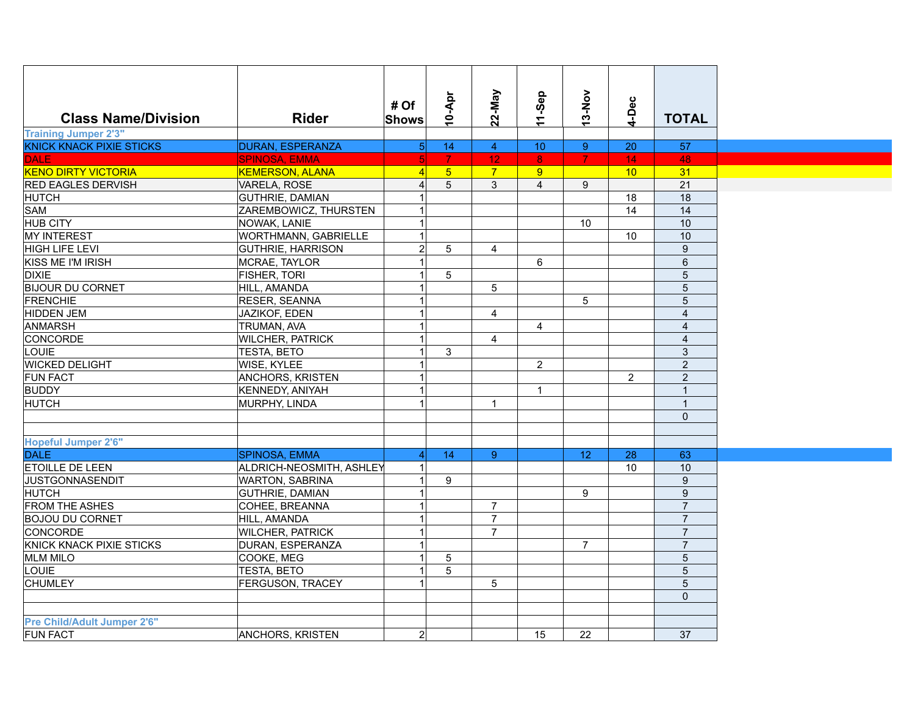| Class Name/Division | Rider | # Of Shows | 10-Apr | 22-May | 11-Sep | 13-Nov | 4-Dec | TOTAL |
|---|---|---|---|---|---|---|---|---|
| Training Jumper 2'3" | | | | | | | | |
| KNICK KNACK PIXIE STICKS | DURAN, ESPERANZA | 5 | 14 | 4 | 10 | 9 | 20 | 57 |
| DALE | SPINOSA, EMMA | 5 | 7 | 12 | 8 | 7 | 14 | 48 |
| KENO DIRTY VICTORIA | KEMERSON, ALANA | 4 | 5 | 7 | 9 | | 10 | 31 |
| RED EAGLES DERVISH | VARELA, ROSE | 4 | 5 | 3 | 4 | 9 | | 21 |
| HUTCH | GUTHRIE, DAMIAN | 1 | | | | | 18 | 18 |
| SAM | ZAREMBOWICZ, THURSTEN | 1 | | | | | 14 | 14 |
| HUB CITY | NOWAK, LANIE | 1 | | | | 10 | | 10 |
| MY INTEREST | WORTHMANN, GABRIELLE | 1 | | | | | 10 | 10 |
| HIGH LIFE LEVI | GUTHRIE, HARRISON | 2 | 5 | 4 | | | | 9 |
| KISS ME I'M IRISH | MCRAE, TAYLOR | 1 | | | 6 | | | 6 |
| DIXIE | FISHER, TORI | 1 | 5 | | | | | 5 |
| BIJOUR DU CORNET | HILL, AMANDA | 1 | | 5 | | | | 5 |
| FRENCHIE | RESER, SEANNA | 1 | | | | 5 | | 5 |
| HIDDEN JEM | JAZIKOF, EDEN | 1 | | 4 | | | | 4 |
| ANMARSH | TRUMAN, AVA | 1 | | | 4 | | | 4 |
| CONCORDE | WILCHER, PATRICK | 1 | | 4 | | | | 4 |
| LOUIE | TESTA, BETO | 1 | 3 | | | | | 3 |
| WICKED DELIGHT | WISE, KYLEE | 1 | | | 2 | | | 2 |
| FUN FACT | ANCHORS, KRISTEN | 1 | | | | | 2 | 2 |
| BUDDY | KENNEDY, ANIYAH | 1 | | | 1 | | | 1 |
| HUTCH | MURPHY, LINDA | 1 | | 1 | | | | 1 |
| | | | | | | | | 0 |
| | | | | | | | | |
| Hopeful Jumper 2'6" | | | | | | | | |
| DALE | SPINOSA, EMMA | 4 | 14 | 9 | | 12 | 28 | 63 |
| ETOILLE DE LEEN | ALDRICH-NEOSMITH, ASHLEY | 1 | | | | | 10 | 10 |
| JUSTGONNASENDIT | WARTON, SABRINA | 1 | 9 | | | | | 9 |
| HUTCH | GUTHRIE, DAMIAN | 1 | | | | 9 | | 9 |
| FROM THE ASHES | COHEE, BREANNA | 1 | | 7 | | | | 7 |
| BOJOU DU CORNET | HILL, AMANDA | 1 | | 7 | | | | 7 |
| CONCORDE | WILCHER, PATRICK | 1 | | 7 | | | | 7 |
| KNICK KNACK PIXIE STICKS | DURAN, ESPERANZA | 1 | | | | 7 | | 7 |
| MLM MILO | COOKE, MEG | 1 | 5 | | | | | 5 |
| LOUIE | TESTA, BETO | 1 | 5 | | | | | 5 |
| CHUMLEY | FERGUSON, TRACEY | 1 | | 5 | | | | 5 |
| | | | | | | | | 0 |
| | | | | | | | | |
| Pre Child/Adult Jumper 2'6" | | | | | | | | |
| FUN FACT | ANCHORS, KRISTEN | 2 | | | 15 | 22 | | 37 |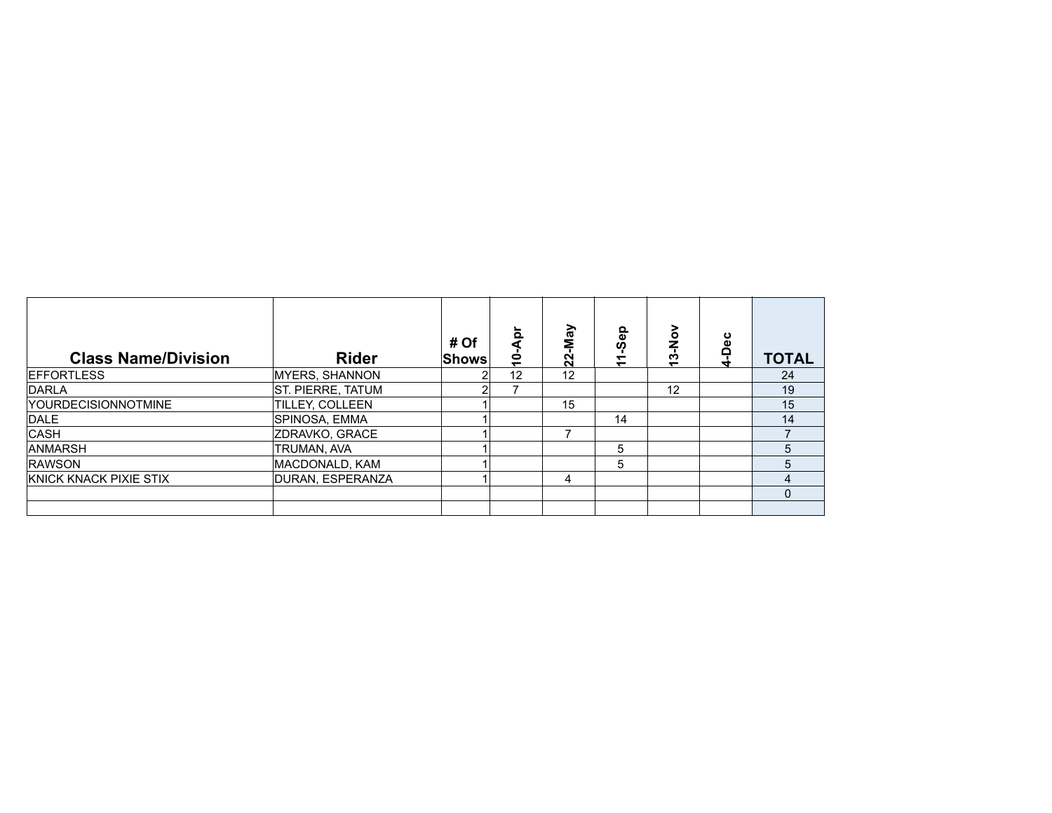| Class Name/Division | Rider | # Of Shows | 10-Apr | 22-May | 11-Sep | 13-Nov | 4-Dec | TOTAL |
|---|---|---|---|---|---|---|---|---|
| EFFORTLESS | MYERS, SHANNON | 2 | 12 | 12 | | | | 24 |
| DARLA | ST. PIERRE, TATUM | 2 | 7 | | | 12 | | 19 |
| YOURDECISIONNOTMINE | TILLEY, COLLEEN | 1 | | 15 | | | | 15 |
| DALE | SPINOSA, EMMA | 1 | | | 14 | | | 14 |
| CASH | ZDRAVKO, GRACE | 1 | | 7 | | | | 7 |
| ANMARSH | TRUMAN, AVA | 1 | | | 5 | | | 5 |
| RAWSON | MACDONALD, KAM | 1 | | | 5 | | | 5 |
| KNICK KNACK PIXIE STIX | DURAN, ESPERANZA | 1 | | 4 | | | | 4 |
| | | | | | | | | 0 |
| | | | | | | | | |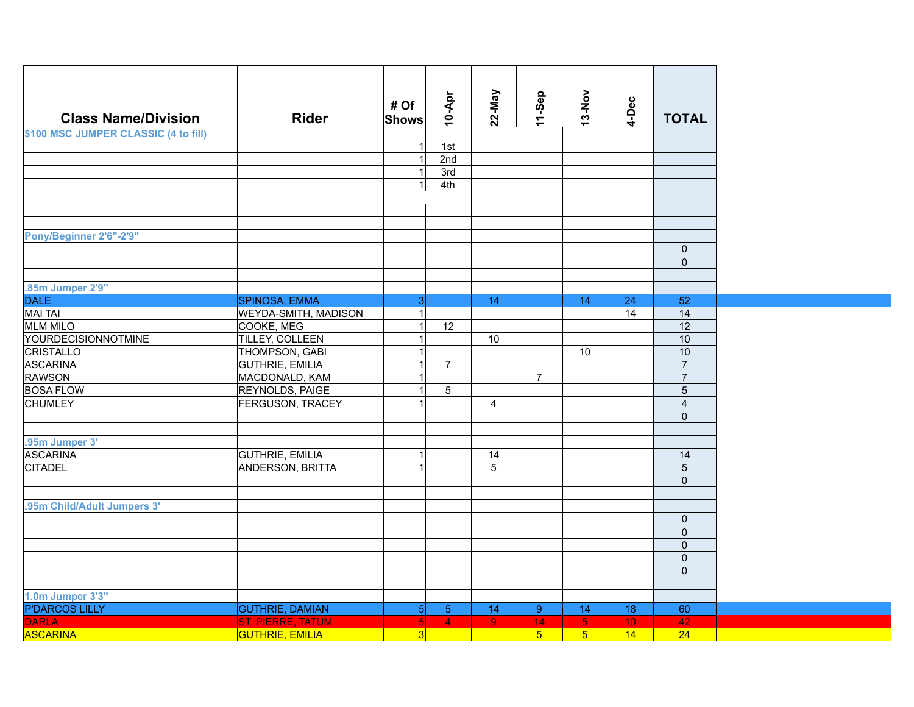| Class Name/Division | Rider | # Of Shows | 10-Apr | 22-May | 11-Sep | 13-Nov | 4-Dec | TOTAL |
|---|---|---|---|---|---|---|---|---|
| $100 MSC JUMPER CLASSIC (4 to fill) | | | | | | | | |
| | | 1 | 1st | | | | | |
| | | 1 | 2nd | | | | | |
| | | 1 | 3rd | | | | | |
| | | 1 | 4th | | | | | |
| | | | | | | | | |
| | | | | | | | | |
| | | | | | | | | |
| Pony/Beginner 2'6"-2'9" | | | | | | | | |
| | | | | | | | | 0 |
| | | | | | | | | 0 |
| | | | | | | | | |
| .85m Jumper 2'9" | | | | | | | | |
| DALE | SPINOSA, EMMA | 3 | | 14 | | 14 | 24 | 52 |
| MAI TAI | WEYDA-SMITH, MADISON | 1 | | | | | 14 | 14 |
| MLM MILO | COOKE, MEG | 1 | 12 | | | | | 12 |
| YOURDECISIONNOTMINE | TILLEY, COLLEEN | 1 | | 10 | | | | 10 |
| CRISTALLO | THOMPSON, GABI | 1 | | | | 10 | | 10 |
| ASCARINA | GUTHRIE, EMILIA | 1 | 7 | | | | | 7 |
| RAWSON | MACDONALD, KAM | 1 | | | 7 | | | 7 |
| BOSA FLOW | REYNOLDS, PAIGE | 1 | 5 | | | | | 5 |
| CHUMLEY | FERGUSON, TRACEY | 1 | | 4 | | | | 4 |
| | | | | | | | | 0 |
| | | | | | | | | |
| .95m Jumper 3' | | | | | | | | |
| ASCARINA | GUTHRIE, EMILIA | 1 | | 14 | | | | 14 |
| CITADEL | ANDERSON, BRITTA | 1 | | 5 | | | | 5 |
| | | | | | | | | 0 |
| | | | | | | | | |
| .95m Child/Adult Jumpers 3' | | | | | | | | |
| | | | | | | | | 0 |
| | | | | | | | | 0 |
| | | | | | | | | 0 |
| | | | | | | | | 0 |
| | | | | | | | | 0 |
| | | | | | | | | |
| 1.0m Jumper 3'3" | | | | | | | | |
| P'DARCOS LILLY | GUTHRIE, DAMIAN | 5 | 5 | 14 | 9 | 14 | 18 | 60 |
| DARLA | ST. PIERRE, TATUM | 5 | 4 | 9 | 14 | 5 | 10 | 42 |
| ASCARINA | GUTHRIE, EMILIA | 3 | | | 5 | 5 | 14 | 24 |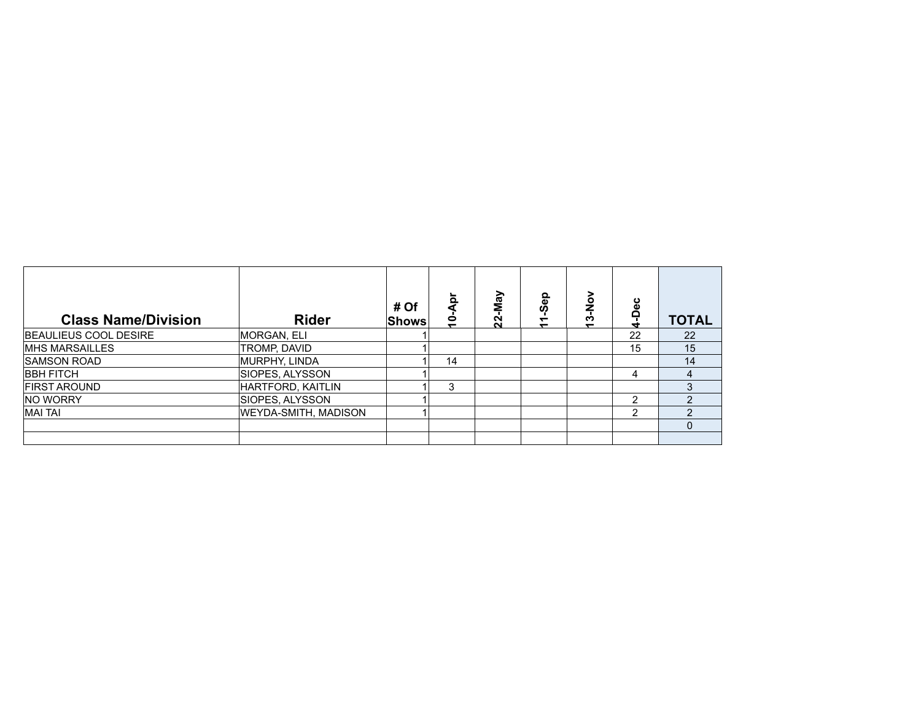| Class Name/Division | Rider | # Of Shows | 10-Apr | 22-May | 11-Sep | 13-Nov | 4-Dec | TOTAL |
|---|---|---|---|---|---|---|---|---|
| BEAULIEUS COOL DESIRE | MORGAN, ELI | 1 | | | | | 22 | 22 |
| MHS MARSAILLES | TROMP, DAVID | 1 | | | | | 15 | 15 |
| SAMSON ROAD | MURPHY, LINDA | 1 | 14 | | | | | 14 |
| BBH FITCH | SIOPES, ALYSSON | 1 | | | | | 4 | 4 |
| FIRST AROUND | HARTFORD, KAITLIN | 1 | 3 | | | | | 3 |
| NO WORRY | SIOPES, ALYSSON | 1 | | | | | 2 | 2 |
| MAI TAI | WEYDA-SMITH, MADISON | 1 | | | | | 2 | 2 |
| | | | | | | | | 0 |
| | | | | | | | | |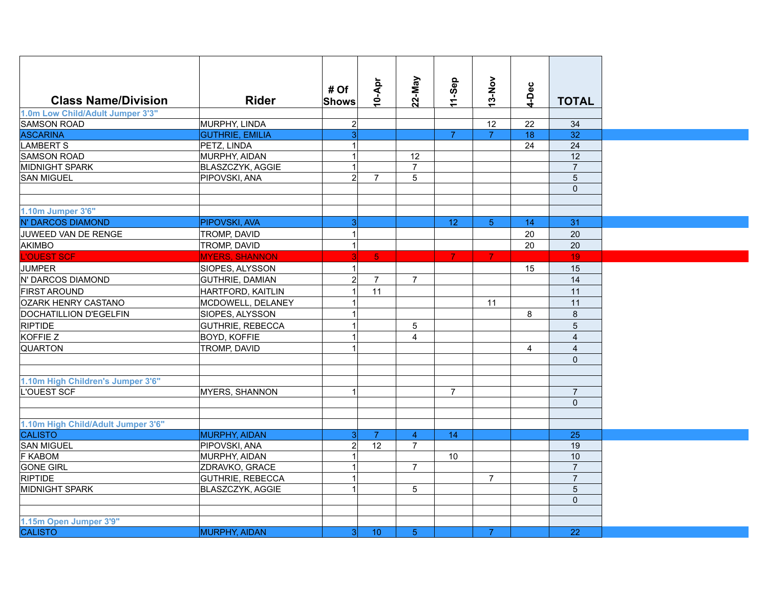| Class Name/Division | Rider | # Of Shows | 10-Apr | 22-May | 11-Sep | 13-Nov | 4-Dec | TOTAL |
|---|---|---|---|---|---|---|---|---|
| **1.0m Low Child/Adult Jumper 3'3"** | | | | | | | | |
| SAMSON ROAD | MURPHY, LINDA | 2 | | | | 12 | 22 | 34 |
| ASCARINA | GUTHRIE, EMILIA | 3 | | | 7 | 7 | 18 | 32 |
| LAMBERT S | PETZ, LINDA | 1 | | | | | 24 | 24 |
| SAMSON ROAD | MURPHY, AIDAN | 1 | | 12 | | | | 12 |
| MIDNIGHT SPARK | BLASZCZYK, AGGIE | 1 | | 7 | | | | 7 |
| SAN MIGUEL | PIPOVSKI, ANA | 2 | 7 | 5 | | | | 5 |
| | | | | | | | | 0 |
| | | | | | | | | |
| **1.10m Jumper 3'6"** | | | | | | | | |
| N' DARCOS DIAMOND | PIPOVSKI, AVA | 3 | | | 12 | 5 | 14 | 31 |
| JUWEED VAN DE RENGE | TROMP, DAVID | 1 | | | | | 20 | 20 |
| AKIMBO | TROMP, DAVID | 1 | | | | | 20 | 20 |
| L'OUEST SCF | MYERS, SHANNON | 3 | 5 | | 7 | 7 | | 19 |
| JUMPER | SIOPES, ALYSSON | 1 | | | | | 15 | 15 |
| N' DARCOS DIAMOND | GUTHRIE, DAMIAN | 2 | 7 | 7 | | | | 14 |
| FIRST AROUND | HARTFORD, KAITLIN | 1 | 11 | | | | | 11 |
| OZARK HENRY CASTANO | MCDOWELL, DELANEY | 1 | | | | 11 | | 11 |
| DOCHATILLION D'EGELFIN | SIOPES, ALYSSON | 1 | | | | | 8 | 8 |
| RIPTIDE | GUTHRIE, REBECCA | 1 | | 5 | | | | 5 |
| KOFFIE Z | BOYD, KOFFIE | 1 | | 4 | | | | 4 |
| QUARTON | TROMP, DAVID | 1 | | | | | 4 | 4 |
| | | | | | | | | 0 |
| | | | | | | | | |
| **1.10m High Children's Jumper 3'6"** | | | | | | | | |
| L'OUEST SCF | MYERS, SHANNON | 1 | | | 7 | | | 7 |
| | | | | | | | | 0 |
| | | | | | | | | |
| **1.10m High Child/Adult Jumper 3'6"** | | | | | | | | |
| CALISTO | MURPHY, AIDAN | 3 | 7 | 4 | 14 | | | 25 |
| SAN MIGUEL | PIPOVSKI, ANA | 2 | 12 | 7 | | | | 19 |
| F KABOM | MURPHY, AIDAN | 1 | | | 10 | | | 10 |
| GONE GIRL | ZDRAVKO, GRACE | 1 | | 7 | | | | 7 |
| RIPTIDE | GUTHRIE, REBECCA | 1 | | | | 7 | | 7 |
| MIDNIGHT SPARK | BLASZCZYK, AGGIE | 1 | | 5 | | | | 5 |
| | | | | | | | | 0 |
| | | | | | | | | |
| **1.15m Open Jumper 3'9"** | | | | | | | | |
| CALISTO | MURPHY, AIDAN | 3 | 10 | 5 | | 7 | | 22 |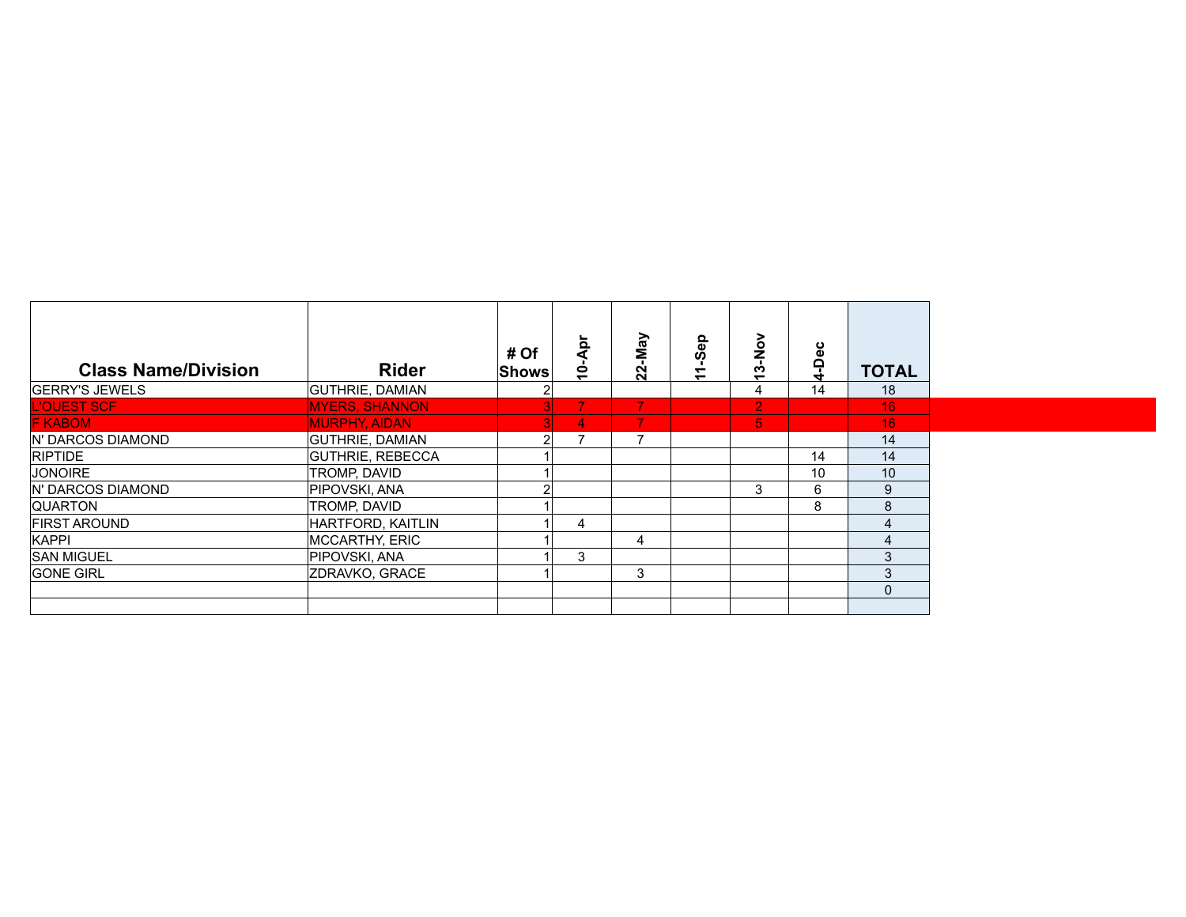| Class Name/Division | Rider | # Of Shows | 10-Apr | 22-May | 11-Sep | 13-Nov | 4-Dec | TOTAL |
|---|---|---|---|---|---|---|---|---|
| GERRY'S JEWELS | GUTHRIE, DAMIAN | 2 | | | | 4 | 14 | 18 |
| L'OUEST SCF | MYERS, SHANNON | 3 | 7 | 7 | | 2 | | 16 |
| F KABOM | MURPHY, AIDAN | 3 | 4 | 7 | | 5 | | 16 |
| N' DARCOS DIAMOND | GUTHRIE, DAMIAN | 2 | 7 | 7 | | | | 14 |
| RIPTIDE | GUTHRIE, REBECCA | 1 | | | | | 14 | 14 |
| JONOIRE | TROMP, DAVID | 1 | | | | | 10 | 10 |
| N' DARCOS DIAMOND | PIPOVSKI, ANA | 2 | | | | 3 | 6 | 9 |
| QUARTON | TROMP, DAVID | 1 | | | | | 8 | 8 |
| FIRST AROUND | HARTFORD, KAITLIN | 1 | 4 | | | | | 4 |
| KAPPI | MCCARTHY, ERIC | 1 | | 4 | | | | 4 |
| SAN MIGUEL | PIPOVSKI, ANA | 1 | 3 | | | | | 3 |
| GONE GIRL | ZDRAVKO, GRACE | 1 | | 3 | | | | 3 |
| | | | | | | | | 0 |
| | | | | | | | | |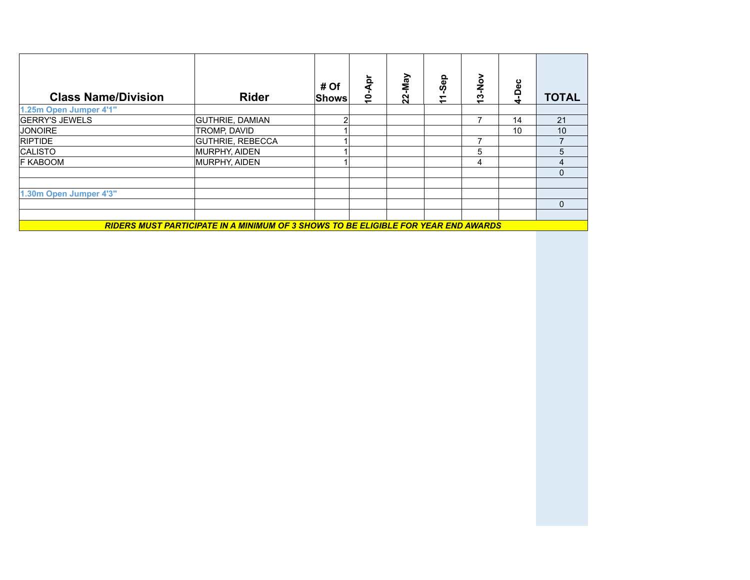| Class Name/Division | Rider | # Of Shows | 10-Apr | 22-May | 11-Sep | 13-Nov | 4-Dec | TOTAL |
|---|---|---|---|---|---|---|---|---|
| 1.25m Open Jumper 4'1" | | | | | | | | |
| GERRY'S JEWELS | GUTHRIE, DAMIAN | 2 | | | | 7 | 14 | 21 |
| JONOIRE | TROMP, DAVID | 1 | | | | | 10 | 10 |
| RIPTIDE | GUTHRIE, REBECCA | 1 | | | | 7 | | 7 |
| CALISTO | MURPHY, AIDEN | 1 | | | | 5 | | 5 |
| F KABOOM | MURPHY, AIDEN | 1 | | | | 4 | | 4 |
| | | | | | | | | 0 |
| | | | | | | | | |
| 1.30m Open Jumper 4'3" | | | | | | | | |
| | | | | | | | | 0 |
| | | | | | | | | |

***RIDERS MUST PARTICIPATE IN A MINIMUM OF 3 SHOWS TO BE ELIGIBLE FOR YEAR END AWARDS***